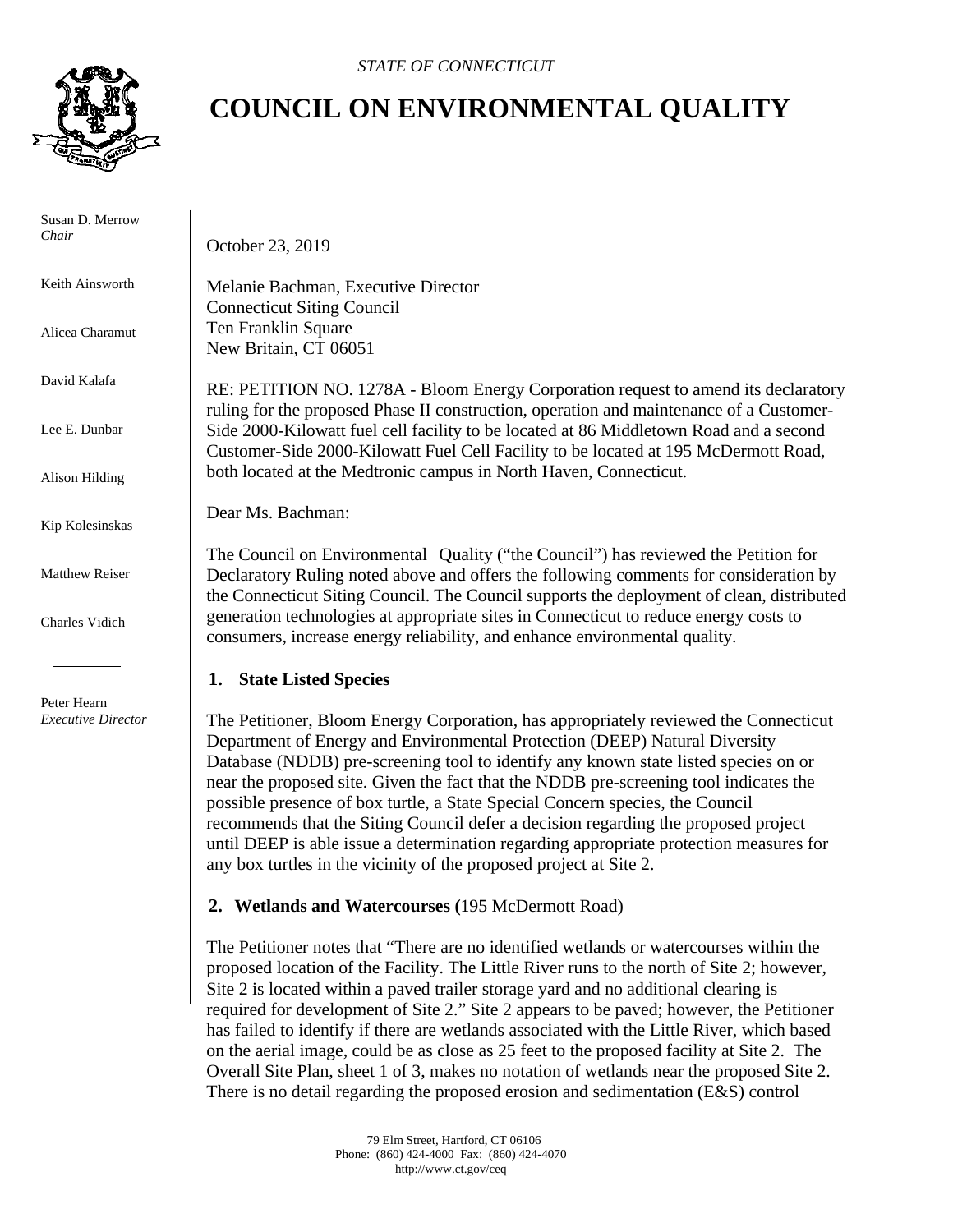*STATE OF CONNECTICUT*

# COUNCIL ON ENVIRONMENTAL QUALITY

Susan D. Merrow
*Chair*

Keith Ainsworth

Alicea Charamut

David Kalafa

Lee E. Dunbar

Alison Hilding

Kip Kolesinskas

Matthew Reiser

Charles Vidich

Peter Hearn
*Executive Director*

October 23, 2019

Melanie Bachman, Executive Director
Connecticut Siting Council
Ten Franklin Square
New Britain, CT 06051

RE: PETITION NO. 1278A - Bloom Energy Corporation request to amend its declaratory ruling for the proposed Phase II construction, operation and maintenance of a Customer-Side 2000-Kilowatt fuel cell facility to be located at 86 Middletown Road and a second Customer-Side 2000-Kilowatt Fuel Cell Facility to be located at 195 McDermott Road, both located at the Medtronic campus in North Haven, Connecticut.

Dear Ms. Bachman:

The Council on Environmental Quality ("the Council") has reviewed the Petition for Declaratory Ruling noted above and offers the following comments for consideration by the Connecticut Siting Council. The Council supports the deployment of clean, distributed generation technologies at appropriate sites in Connecticut to reduce energy costs to consumers, increase energy reliability, and enhance environmental quality.

## 1. State Listed Species

The Petitioner, Bloom Energy Corporation, has appropriately reviewed the Connecticut Department of Energy and Environmental Protection (DEEP) Natural Diversity Database (NDDB) pre-screening tool to identify any known state listed species on or near the proposed site. Given the fact that the NDDB pre-screening tool indicates the possible presence of box turtle, a State Special Concern species, the Council recommends that the Siting Council defer a decision regarding the proposed project until DEEP is able issue a determination regarding appropriate protection measures for any box turtles in the vicinity of the proposed project at Site 2.

## 2. Wetlands and Watercourses (195 McDermott Road)

The Petitioner notes that "There are no identified wetlands or watercourses within the proposed location of the Facility. The Little River runs to the north of Site 2; however, Site 2 is located within a paved trailer storage yard and no additional clearing is required for development of Site 2." Site 2 appears to be paved; however, the Petitioner has failed to identify if there are wetlands associated with the Little River, which based on the aerial image, could be as close as 25 feet to the proposed facility at Site 2. The Overall Site Plan, sheet 1 of 3, makes no notation of wetlands near the proposed Site 2. There is no detail regarding the proposed erosion and sedimentation (E&S) control

79 Elm Street, Hartford, CT 06106
Phone: (860) 424-4000 Fax: (860) 424-4070
http://www.ct.gov/ceq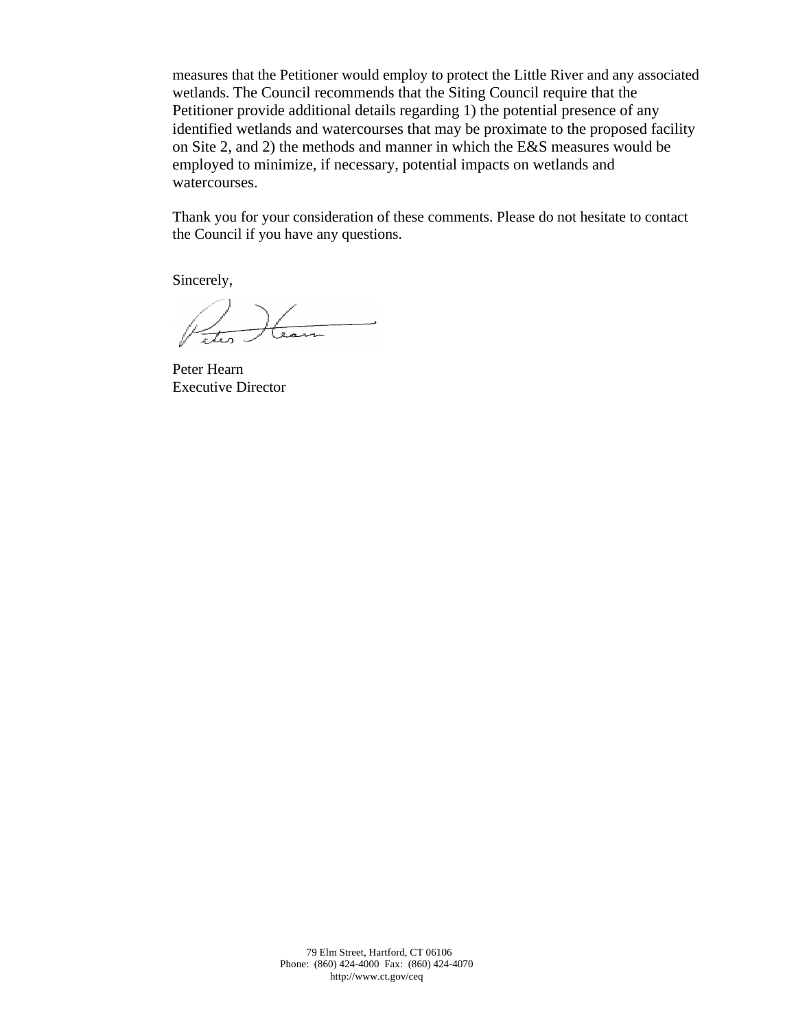measures that the Petitioner would employ to protect the Little River and any associated wetlands. The Council recommends that the Siting Council require that the Petitioner provide additional details regarding 1) the potential presence of any identified wetlands and watercourses that may be proximate to the proposed facility on Site 2, and 2) the methods and manner in which the E&S measures would be employed to minimize, if necessary, potential impacts on wetlands and watercourses.

Thank you for your consideration of these comments. Please do not hesitate to contact the Council if you have any questions.

Sincerely,

Peter Hearn
Executive Director

79 Elm Street, Hartford, CT 06106
Phone: (860) 424-4000 Fax: (860) 424-4070
http://www.ct.gov/ceq